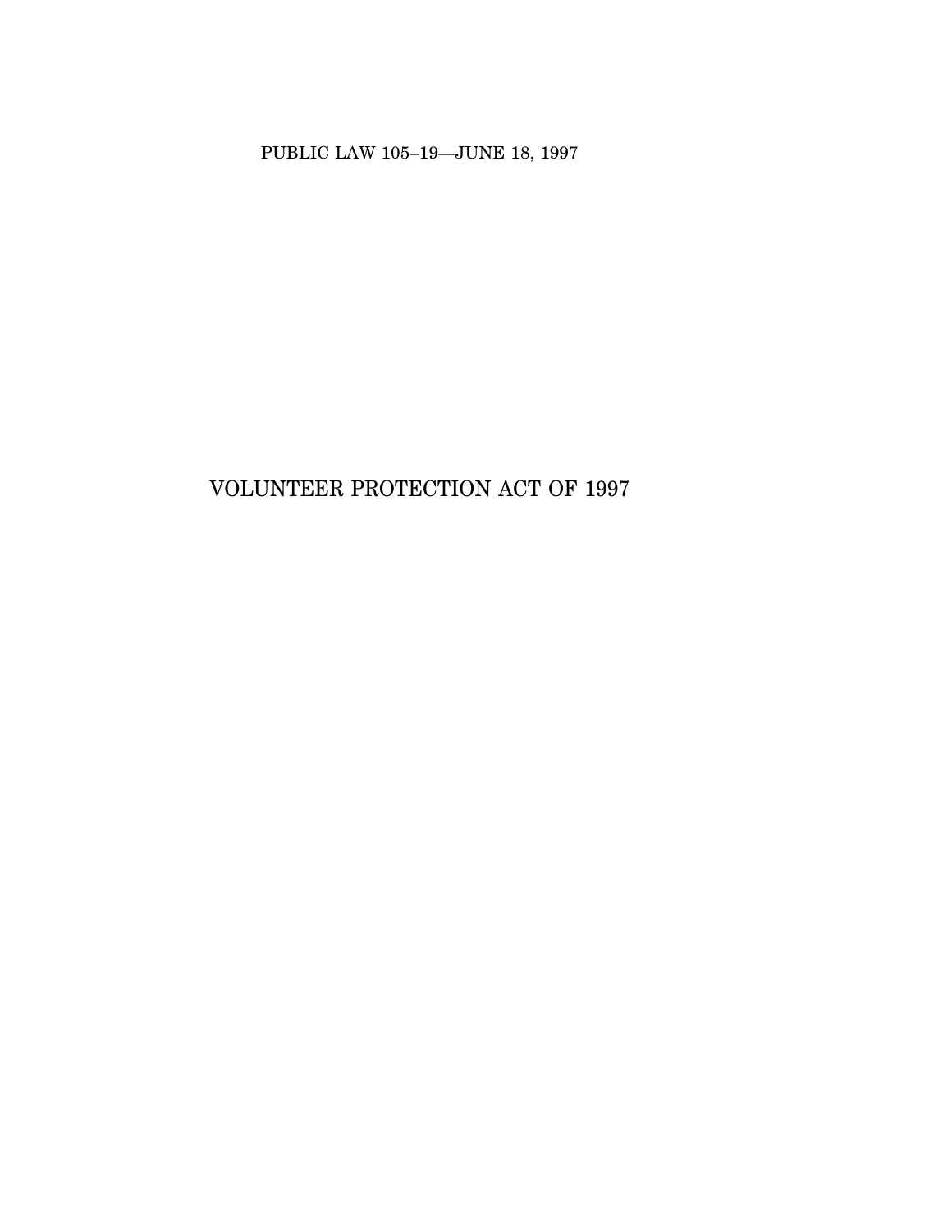PUBLIC LAW 105–19—JUNE 18, 1997

# VOLUNTEER PROTECTION ACT OF 1997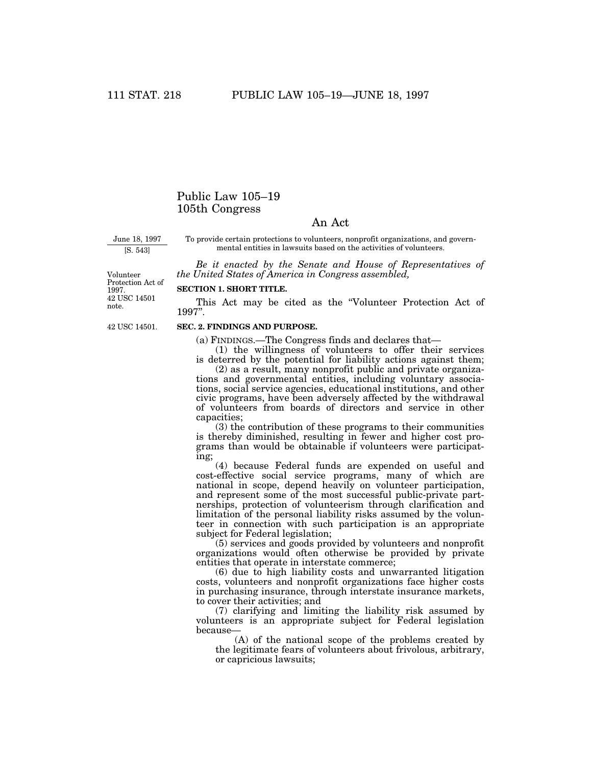# Public Law 105–19
# 105th Congress

## An Act

June 18, 1997
[S. 543]

To provide certain protections to volunteers, nonprofit organizations, and governmental entities in lawsuits based on the activities of volunteers.

*Be it enacted by the Senate and House of Representatives of the United States of America in Congress assembled,*

Volunteer Protection Act of 1997.
42 USC 14501 note.

**SECTION 1. SHORT TITLE.**

This Act may be cited as the "Volunteer Protection Act of 1997".

42 USC 14501.

**SEC. 2. FINDINGS AND PURPOSE.**

(a) FINDINGS.—The Congress finds and declares that—

(1) the willingness of volunteers to offer their services is deterred by the potential for liability actions against them;

(2) as a result, many nonprofit public and private organizations and governmental entities, including voluntary associations, social service agencies, educational institutions, and other civic programs, have been adversely affected by the withdrawal of volunteers from boards of directors and service in other capacities;

(3) the contribution of these programs to their communities is thereby diminished, resulting in fewer and higher cost programs than would be obtainable if volunteers were participating;

(4) because Federal funds are expended on useful and cost-effective social service programs, many of which are national in scope, depend heavily on volunteer participation, and represent some of the most successful public-private partnerships, protection of volunteerism through clarification and limitation of the personal liability risks assumed by the volunteer in connection with such participation is an appropriate subject for Federal legislation;

(5) services and goods provided by volunteers and nonprofit organizations would often otherwise be provided by private entities that operate in interstate commerce;

(6) due to high liability costs and unwarranted litigation costs, volunteers and nonprofit organizations face higher costs in purchasing insurance, through interstate insurance markets, to cover their activities; and

(7) clarifying and limiting the liability risk assumed by volunteers is an appropriate subject for Federal legislation because—

(A) of the national scope of the problems created by the legitimate fears of volunteers about frivolous, arbitrary, or capricious lawsuits;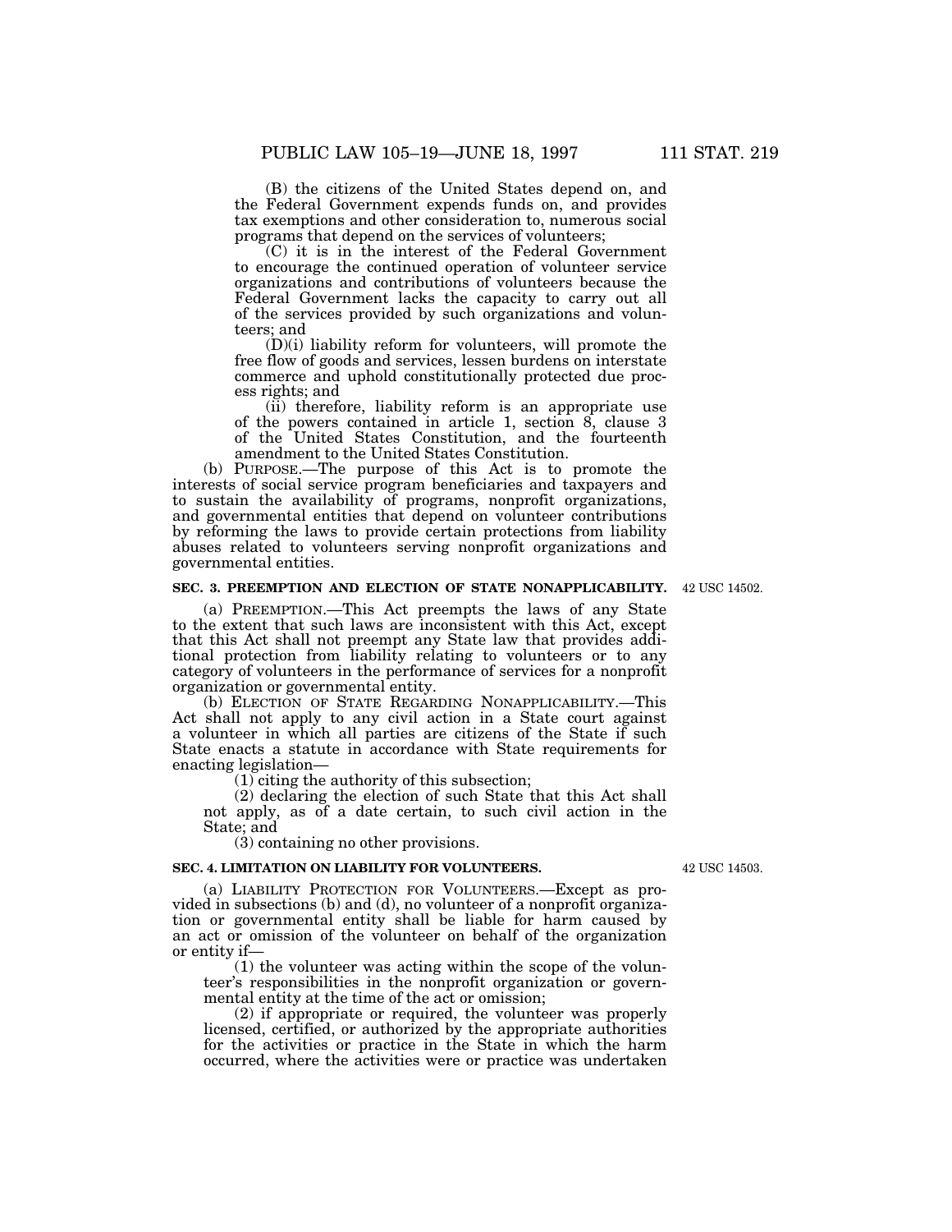(B) the citizens of the United States depend on, and the Federal Government expends funds on, and provides tax exemptions and other consideration to, numerous social programs that depend on the services of volunteers;

(C) it is in the interest of the Federal Government to encourage the continued operation of volunteer service organizations and contributions of volunteers because the Federal Government lacks the capacity to carry out all of the services provided by such organizations and volunteers; and

(D)(i) liability reform for volunteers, will promote the free flow of goods and services, lessen burdens on interstate commerce and uphold constitutionally protected due process rights; and

(ii) therefore, liability reform is an appropriate use of the powers contained in article 1, section 8, clause 3 of the United States Constitution, and the fourteenth amendment to the United States Constitution.

(b) PURPOSE.—The purpose of this Act is to promote the interests of social service program beneficiaries and taxpayers and to sustain the availability of programs, nonprofit organizations, and governmental entities that depend on volunteer contributions by reforming the laws to provide certain protections from liability abuses related to volunteers serving nonprofit organizations and governmental entities.

**SEC. 3. PREEMPTION AND ELECTION OF STATE NONAPPLICABILITY.**

42 USC 14502.

(a) PREEMPTION.—This Act preempts the laws of any State to the extent that such laws are inconsistent with this Act, except that this Act shall not preempt any State law that provides additional protection from liability relating to volunteers or to any category of volunteers in the performance of services for a nonprofit organization or governmental entity.

(b) ELECTION OF STATE REGARDING NONAPPLICABILITY.—This Act shall not apply to any civil action in a State court against a volunteer in which all parties are citizens of the State if such State enacts a statute in accordance with State requirements for enacting legislation—

(1) citing the authority of this subsection;

(2) declaring the election of such State that this Act shall not apply, as of a date certain, to such civil action in the State; and

(3) containing no other provisions.

**SEC. 4. LIMITATION ON LIABILITY FOR VOLUNTEERS.**

42 USC 14503.

(a) LIABILITY PROTECTION FOR VOLUNTEERS.—Except as provided in subsections (b) and (d), no volunteer of a nonprofit organization or governmental entity shall be liable for harm caused by an act or omission of the volunteer on behalf of the organization or entity if—

(1) the volunteer was acting within the scope of the volunteer's responsibilities in the nonprofit organization or governmental entity at the time of the act or omission;

(2) if appropriate or required, the volunteer was properly licensed, certified, or authorized by the appropriate authorities for the activities or practice in the State in which the harm occurred, where the activities were or practice was undertaken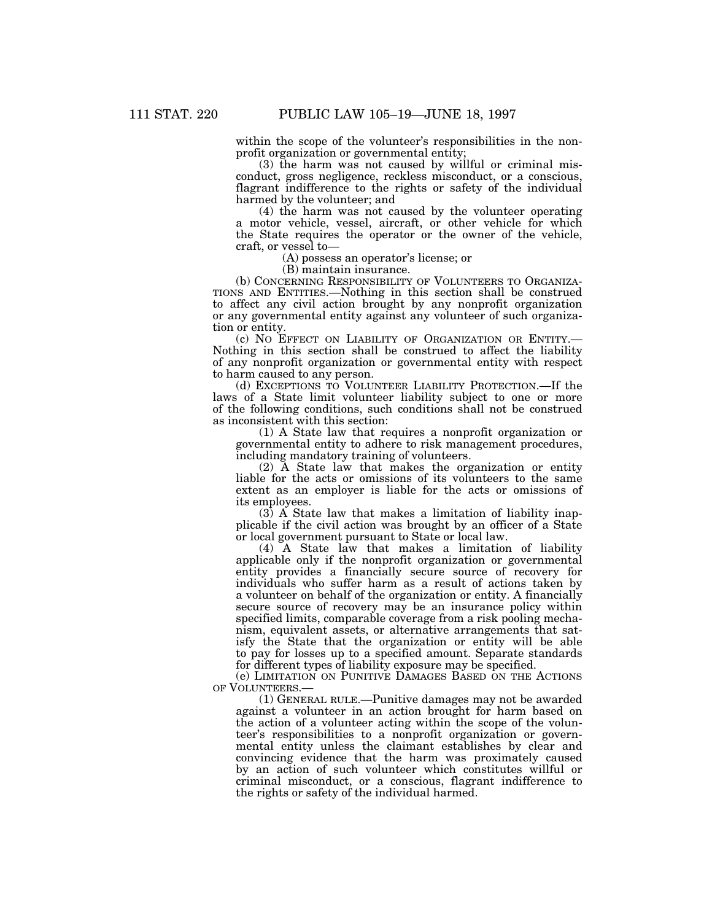within the scope of the volunteer's responsibilities in the nonprofit organization or governmental entity;

(3) the harm was not caused by willful or criminal misconduct, gross negligence, reckless misconduct, or a conscious, flagrant indifference to the rights or safety of the individual harmed by the volunteer; and

(4) the harm was not caused by the volunteer operating a motor vehicle, vessel, aircraft, or other vehicle for which the State requires the operator or the owner of the vehicle, craft, or vessel to—

(A) possess an operator's license; or

(B) maintain insurance.

(b) CONCERNING RESPONSIBILITY OF VOLUNTEERS TO ORGANIZATIONS AND ENTITIES.—Nothing in this section shall be construed to affect any civil action brought by any nonprofit organization or any governmental entity against any volunteer of such organization or entity.

(c) NO EFFECT ON LIABILITY OF ORGANIZATION OR ENTITY.—Nothing in this section shall be construed to affect the liability of any nonprofit organization or governmental entity with respect to harm caused to any person.

(d) EXCEPTIONS TO VOLUNTEER LIABILITY PROTECTION.—If the laws of a State limit volunteer liability subject to one or more of the following conditions, such conditions shall not be construed as inconsistent with this section:

(1) A State law that requires a nonprofit organization or governmental entity to adhere to risk management procedures, including mandatory training of volunteers.

(2) A State law that makes the organization or entity liable for the acts or omissions of its volunteers to the same extent as an employer is liable for the acts or omissions of its employees.

(3) A State law that makes a limitation of liability inapplicable if the civil action was brought by an officer of a State or local government pursuant to State or local law.

(4) A State law that makes a limitation of liability applicable only if the nonprofit organization or governmental entity provides a financially secure source of recovery for individuals who suffer harm as a result of actions taken by a volunteer on behalf of the organization or entity. A financially secure source of recovery may be an insurance policy within specified limits, comparable coverage from a risk pooling mechanism, equivalent assets, or alternative arrangements that satisfy the State that the organization or entity will be able to pay for losses up to a specified amount. Separate standards for different types of liability exposure may be specified.

(e) LIMITATION ON PUNITIVE DAMAGES BASED ON THE ACTIONS OF VOLUNTEERS.—

(1) GENERAL RULE.—Punitive damages may not be awarded against a volunteer in an action brought for harm based on the action of a volunteer acting within the scope of the volunteer's responsibilities to a nonprofit organization or governmental entity unless the claimant establishes by clear and convincing evidence that the harm was proximately caused by an action of such volunteer which constitutes willful or criminal misconduct, or a conscious, flagrant indifference to the rights or safety of the individual harmed.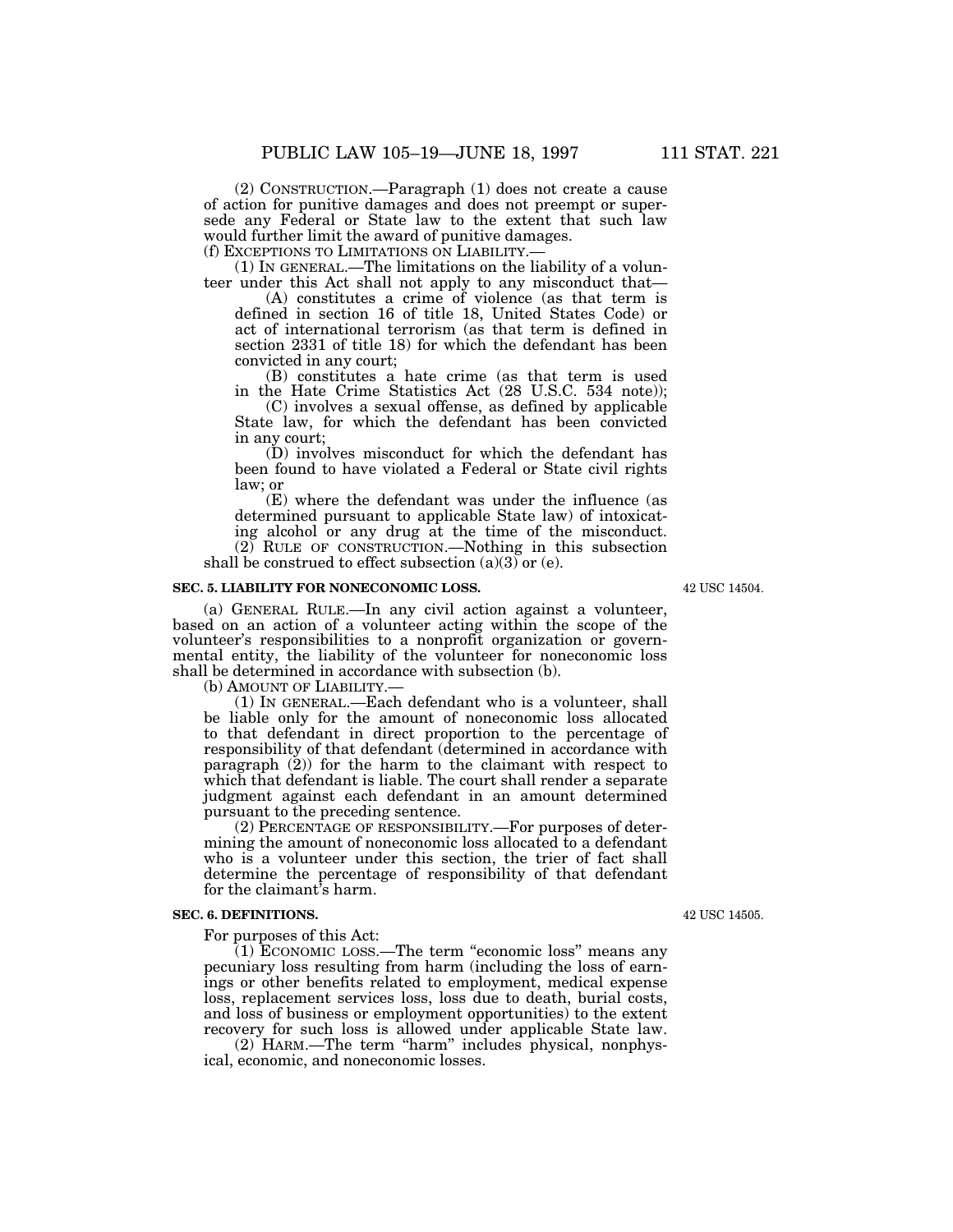(2) CONSTRUCTION.—Paragraph (1) does not create a cause of action for punitive damages and does not preempt or supersede any Federal or State law to the extent that such law would further limit the award of punitive damages.

(f) EXCEPTIONS TO LIMITATIONS ON LIABILITY.—

(1) IN GENERAL.—The limitations on the liability of a volunteer under this Act shall not apply to any misconduct that—

(A) constitutes a crime of violence (as that term is defined in section 16 of title 18, United States Code) or act of international terrorism (as that term is defined in section 2331 of title 18) for which the defendant has been convicted in any court;

(B) constitutes a hate crime (as that term is used in the Hate Crime Statistics Act (28 U.S.C. 534 note));

(C) involves a sexual offense, as defined by applicable State law, for which the defendant has been convicted in any court;

(D) involves misconduct for which the defendant has been found to have violated a Federal or State civil rights law; or

(E) where the defendant was under the influence (as determined pursuant to applicable State law) of intoxicating alcohol or any drug at the time of the misconduct.

(2) RULE OF CONSTRUCTION.—Nothing in this subsection shall be construed to effect subsection (a)(3) or (e).

**SEC. 5. LIABILITY FOR NONECONOMIC LOSS.**

42 USC 14504.

(a) GENERAL RULE.—In any civil action against a volunteer, based on an action of a volunteer acting within the scope of the volunteer's responsibilities to a nonprofit organization or governmental entity, the liability of the volunteer for noneconomic loss shall be determined in accordance with subsection (b).

(b) AMOUNT OF LIABILITY.—

(1) IN GENERAL.—Each defendant who is a volunteer, shall be liable only for the amount of noneconomic loss allocated to that defendant in direct proportion to the percentage of responsibility of that defendant (determined in accordance with paragraph (2)) for the harm to the claimant with respect to which that defendant is liable. The court shall render a separate judgment against each defendant in an amount determined pursuant to the preceding sentence.

(2) PERCENTAGE OF RESPONSIBILITY.—For purposes of determining the amount of noneconomic loss allocated to a defendant who is a volunteer under this section, the trier of fact shall determine the percentage of responsibility of that defendant for the claimant's harm.

**SEC. 6. DEFINITIONS.**

42 USC 14505.

For purposes of this Act:

(1) ECONOMIC LOSS.—The term "economic loss" means any pecuniary loss resulting from harm (including the loss of earnings or other benefits related to employment, medical expense loss, replacement services loss, loss due to death, burial costs, and loss of business or employment opportunities) to the extent recovery for such loss is allowed under applicable State law.

(2) HARM.—The term "harm" includes physical, nonphysical, economic, and noneconomic losses.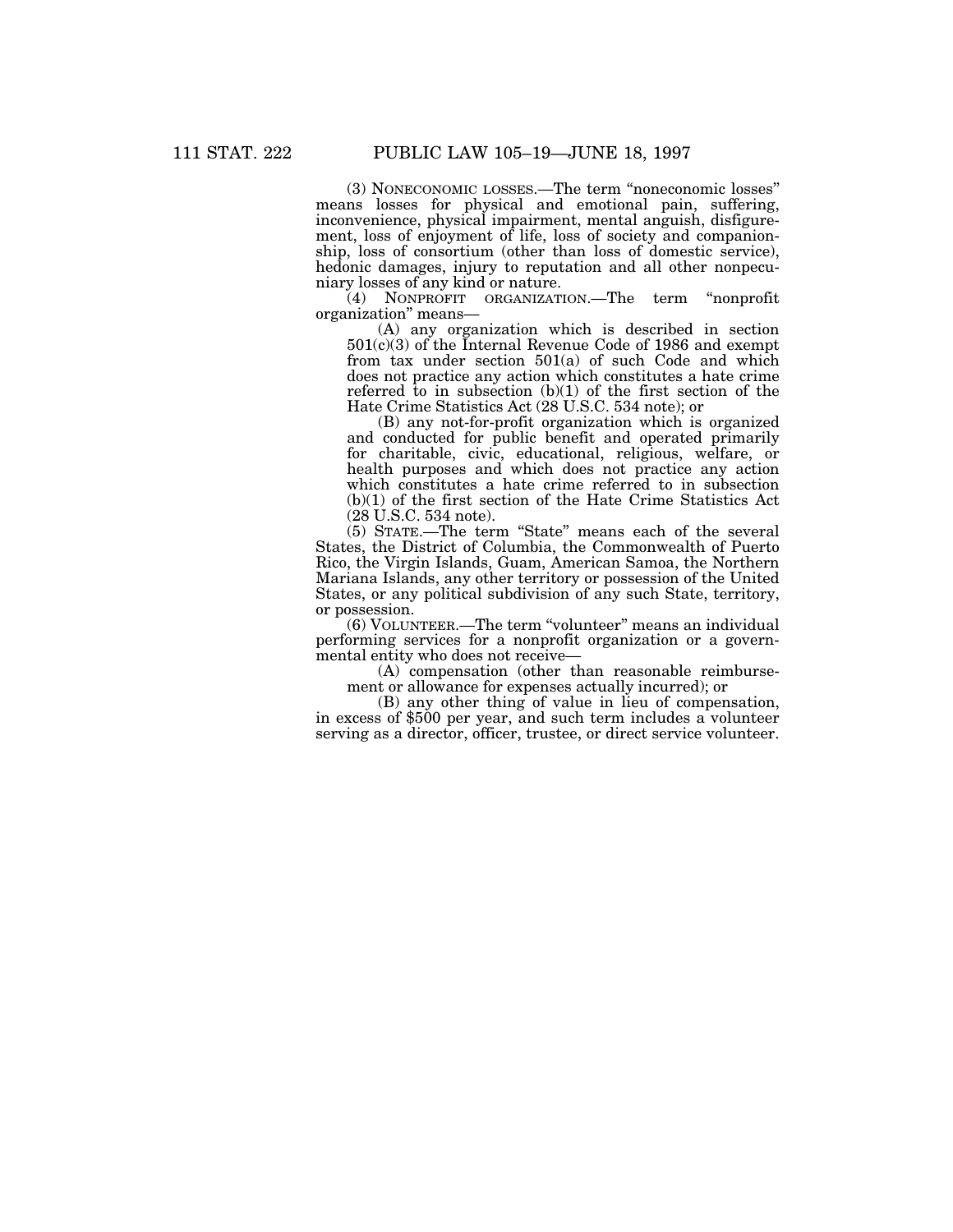(3) NONECONOMIC LOSSES.—The term "noneconomic losses" means losses for physical and emotional pain, suffering, inconvenience, physical impairment, mental anguish, disfigurement, loss of enjoyment of life, loss of society and companionship, loss of consortium (other than loss of domestic service), hedonic damages, injury to reputation and all other nonpecuniary losses of any kind or nature.

(4) NONPROFIT ORGANIZATION.—The term "nonprofit organization" means—

(A) any organization which is described in section 501(c)(3) of the Internal Revenue Code of 1986 and exempt from tax under section 501(a) of such Code and which does not practice any action which constitutes a hate crime referred to in subsection (b)(1) of the first section of the Hate Crime Statistics Act (28 U.S.C. 534 note); or

(B) any not-for-profit organization which is organized and conducted for public benefit and operated primarily for charitable, civic, educational, religious, welfare, or health purposes and which does not practice any action which constitutes a hate crime referred to in subsection (b)(1) of the first section of the Hate Crime Statistics Act (28 U.S.C. 534 note).

(5) STATE.—The term "State" means each of the several States, the District of Columbia, the Commonwealth of Puerto Rico, the Virgin Islands, Guam, American Samoa, the Northern Mariana Islands, any other territory or possession of the United States, or any political subdivision of any such State, territory, or possession.

(6) VOLUNTEER.—The term "volunteer" means an individual performing services for a nonprofit organization or a governmental entity who does not receive—

(A) compensation (other than reasonable reimbursement or allowance for expenses actually incurred); or

(B) any other thing of value in lieu of compensation,

in excess of $500 per year, and such term includes a volunteer serving as a director, officer, trustee, or direct service volunteer.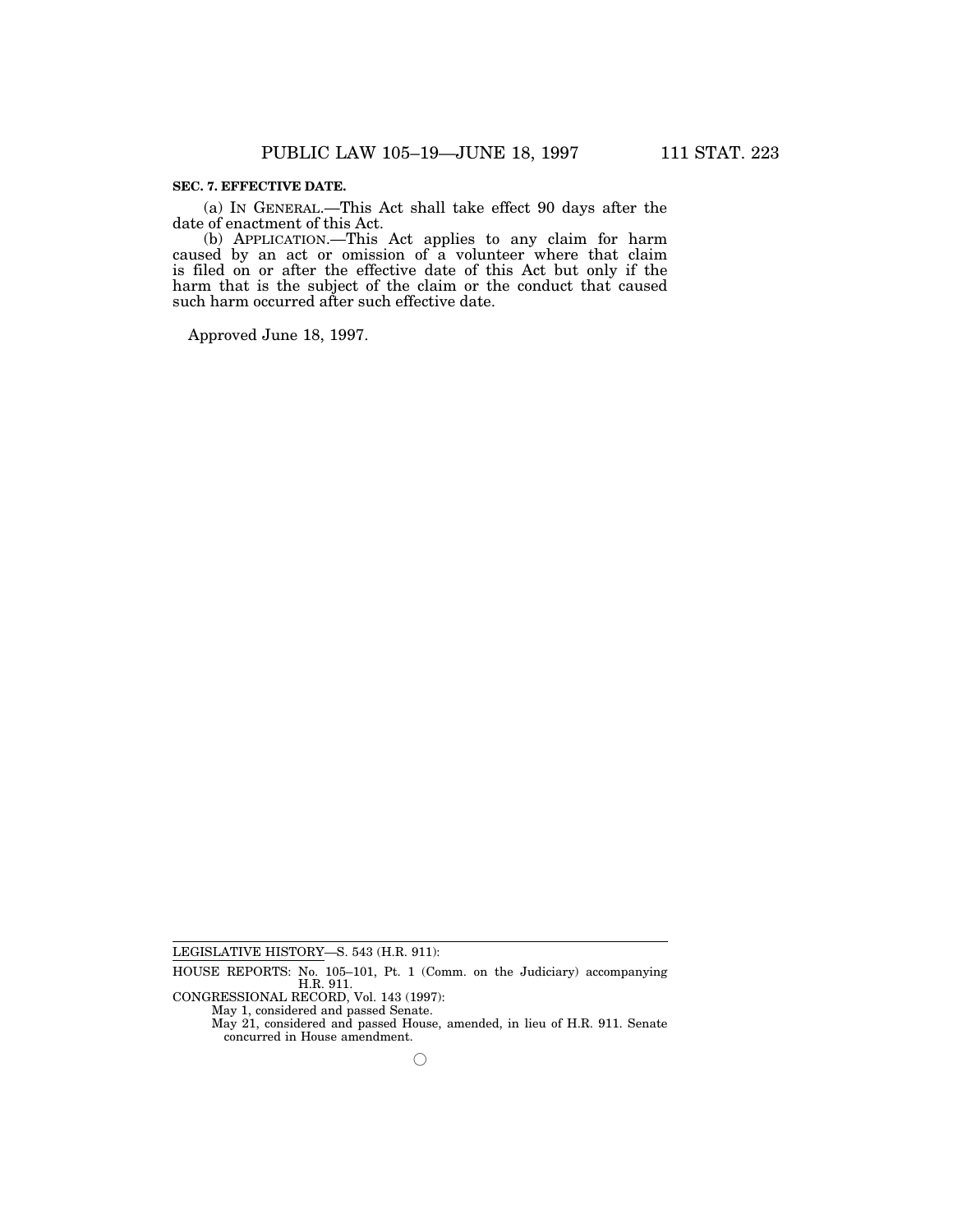**SEC. 7. EFFECTIVE DATE.**

(a) IN GENERAL.—This Act shall take effect 90 days after the date of enactment of this Act.

(b) APPLICATION.—This Act applies to any claim for harm caused by an act or omission of a volunteer where that claim is filed on or after the effective date of this Act but only if the harm that is the subject of the claim or the conduct that caused such harm occurred after such effective date.

Approved June 18, 1997.

---

LEGISLATIVE HISTORY—S. 543 (H.R. 911):

HOUSE REPORTS: No. 105–101, Pt. 1 (Comm. on the Judiciary) accompanying H.R. 911.

CONGRESSIONAL RECORD, Vol. 143 (1997):

May 1, considered and passed Senate.

May 21, considered and passed House, amended, in lieu of H.R. 911. Senate concurred in House amendment.

○